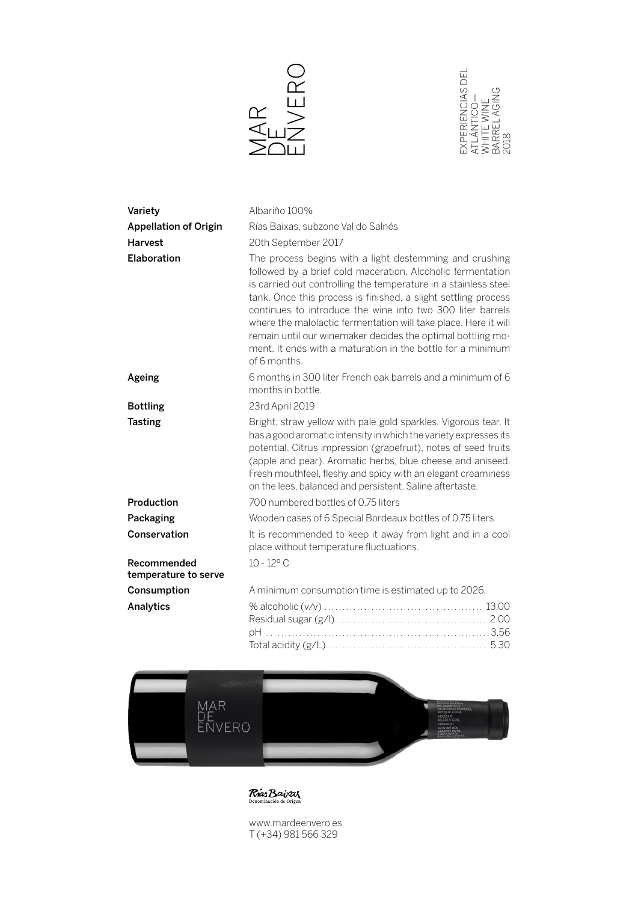# MAR DE ENVERO

EXPERIENCIAS DEL ATLÁNTICO— WHITE WINE BARREL AGING 2018

| | |
|---|---|
| **Variety** | Albariño 100% |
| **Appellation of Origin** | Rías Baixas, subzone Val do Salnés |
| **Harvest** | 20th September 2017 |
| **Elaboration** | The process begins with a light destemming and crushing followed by a brief cold maceration. Alcoholic fermentation is carried out controlling the temperature in a stainless steel tank. Once this process is finished, a slight settling process continues to introduce the wine into two 300 liter barrels where the malolactic fermentation will take place. Here it will remain until our winemaker decides the optimal bottling moment. It ends with a maturation in the bottle for a minimum of 6 months. |
| **Ageing** | 6 months in 300 liter French oak barrels and a minimum of 6 months in bottle. |
| **Bottling** | 23rd April 2019 |
| **Tasting** | Bright, straw yellow with pale gold sparkles. Vigorous tear. It has a good aromatic intensity in which the variety expresses its potential. Citrus impression (grapefruit), notes of seed fruits (apple and pear). Aromatic herbs, blue cheese and aniseed. Fresh mouthfeel, fleshy and spicy with an elegant creaminess on the lees, balanced and persistent. Saline aftertaste. |
| **Production** | 700 numbered bottles of 0.75 liters |
| **Packaging** | Wooden cases of 6 Special Bordeaux bottles of 0.75 liters |
| **Conservation** | It is recommended to keep it away from light and in a cool place without temperature fluctuations. |
| **Recommended temperature to serve** | 10 - 12º C |
| **Consumption** | A minimum consumption time is estimated up to 2026. |
| **Analytics** | % alcoholic (v/v) ........ 13.00<br>Residual sugar (g/l) ........ 2.00<br>pH ........ 3,56<br>Total acidity (g/L) ........ 5.30 |

Rías Baixas
Denominación de Origen

www.mardeenvero.es
T (+34) 981 566 329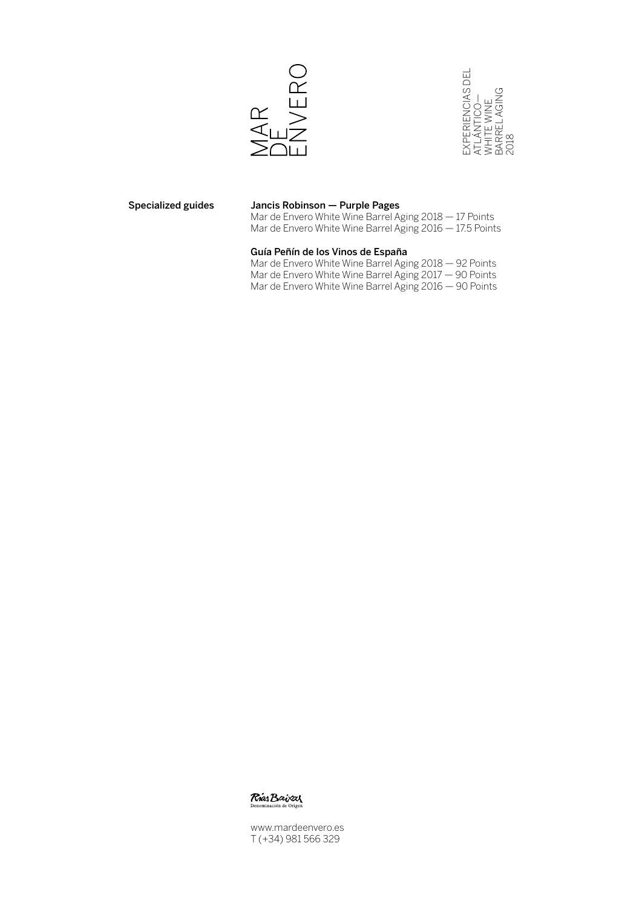# MAR DE ENVERO

EXPERIENCIAS DEL ATLÁNTICO— WHITE WINE BARREL AGING 2018

**Specialized guides**

**Jancis Robinson — Purple Pages**
Mar de Envero White Wine Barrel Aging 2018 — 17 Points
Mar de Envero White Wine Barrel Aging 2016 — 17.5 Points

**Guía Peñín de los Vinos de España**
Mar de Envero White Wine Barrel Aging 2018 — 92 Points
Mar de Envero White Wine Barrel Aging 2017 — 90 Points
Mar de Envero White Wine Barrel Aging 2016 — 90 Points

Rías Baixas
Denominación de Origen

www.mardeenvero.es
T (+34) 981 566 329